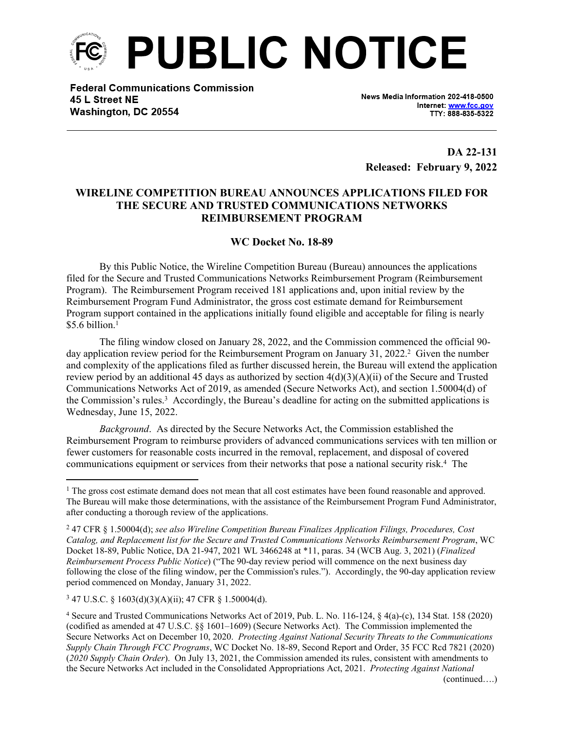# PUBLIC NOTICE

**Federal Communications Commission**
**45 L Street NE**
**Washington, DC 20554**

News Media Information 202-418-0500
Internet: www.fcc.gov
TTY: 888-835-5322

**DA 22-131**
**Released: February 9, 2022**

## WIRELINE COMPETITION BUREAU ANNOUNCES APPLICATIONS FILED FOR THE SECURE AND TRUSTED COMMUNICATIONS NETWORKS REIMBURSEMENT PROGRAM

### WC Docket No. 18-89

By this Public Notice, the Wireline Competition Bureau (Bureau) announces the applications filed for the Secure and Trusted Communications Networks Reimbursement Program (Reimbursement Program). The Reimbursement Program received 181 applications and, upon initial review by the Reimbursement Program Fund Administrator, the gross cost estimate demand for Reimbursement Program support contained in the applications initially found eligible and acceptable for filing is nearly $5.6 billion.[1]

The filing window closed on January 28, 2022, and the Commission commenced the official 90-day application review period for the Reimbursement Program on January 31, 2022.[2] Given the number and complexity of the applications filed as further discussed herein, the Bureau will extend the application review period by an additional 45 days as authorized by section 4(d)(3)(A)(ii) of the Secure and Trusted Communications Networks Act of 2019, as amended (Secure Networks Act), and section 1.50004(d) of the Commission's rules.[3] Accordingly, the Bureau's deadline for acting on the submitted applications is Wednesday, June 15, 2022.

*Background*. As directed by the Secure Networks Act, the Commission established the Reimbursement Program to reimburse providers of advanced communications services with ten million or fewer customers for reasonable costs incurred in the removal, replacement, and disposal of covered communications equipment or services from their networks that pose a national security risk.[4] The

---

[1] The gross cost estimate demand does not mean that all cost estimates have been found reasonable and approved. The Bureau will make those determinations, with the assistance of the Reimbursement Program Fund Administrator, after conducting a thorough review of the applications.

[2] 47 CFR § 1.50004(d); *see also Wireline Competition Bureau Finalizes Application Filings, Procedures, Cost Catalog, and Replacement list for the Secure and Trusted Communications Networks Reimbursement Program*, WC Docket 18-89, Public Notice, DA 21-947, 2021 WL 3466248 at *11, paras. 34 (WCB Aug. 3, 2021) (*Finalized Reimbursement Process Public Notice*) ("The 90-day review period will commence on the next business day following the close of the filing window, per the Commission's rules."). Accordingly, the 90-day application review period commenced on Monday, January 31, 2022.

[3] 47 U.S.C. § 1603(d)(3)(A)(ii); 47 CFR § 1.50004(d).

[4] Secure and Trusted Communications Networks Act of 2019, Pub. L. No. 116-124, § 4(a)-(c), 134 Stat. 158 (2020) (codified as amended at 47 U.S.C. §§ 1601–1609) (Secure Networks Act). The Commission implemented the Secure Networks Act on December 10, 2020. *Protecting Against National Security Threats to the Communications Supply Chain Through FCC Programs*, WC Docket No. 18-89, Second Report and Order, 35 FCC Rcd 7821 (2020) (*2020 Supply Chain Order*). On July 13, 2021, the Commission amended its rules, consistent with amendments to the Secure Networks Act included in the Consolidated Appropriations Act, 2021. *Protecting Against National*

(continued….)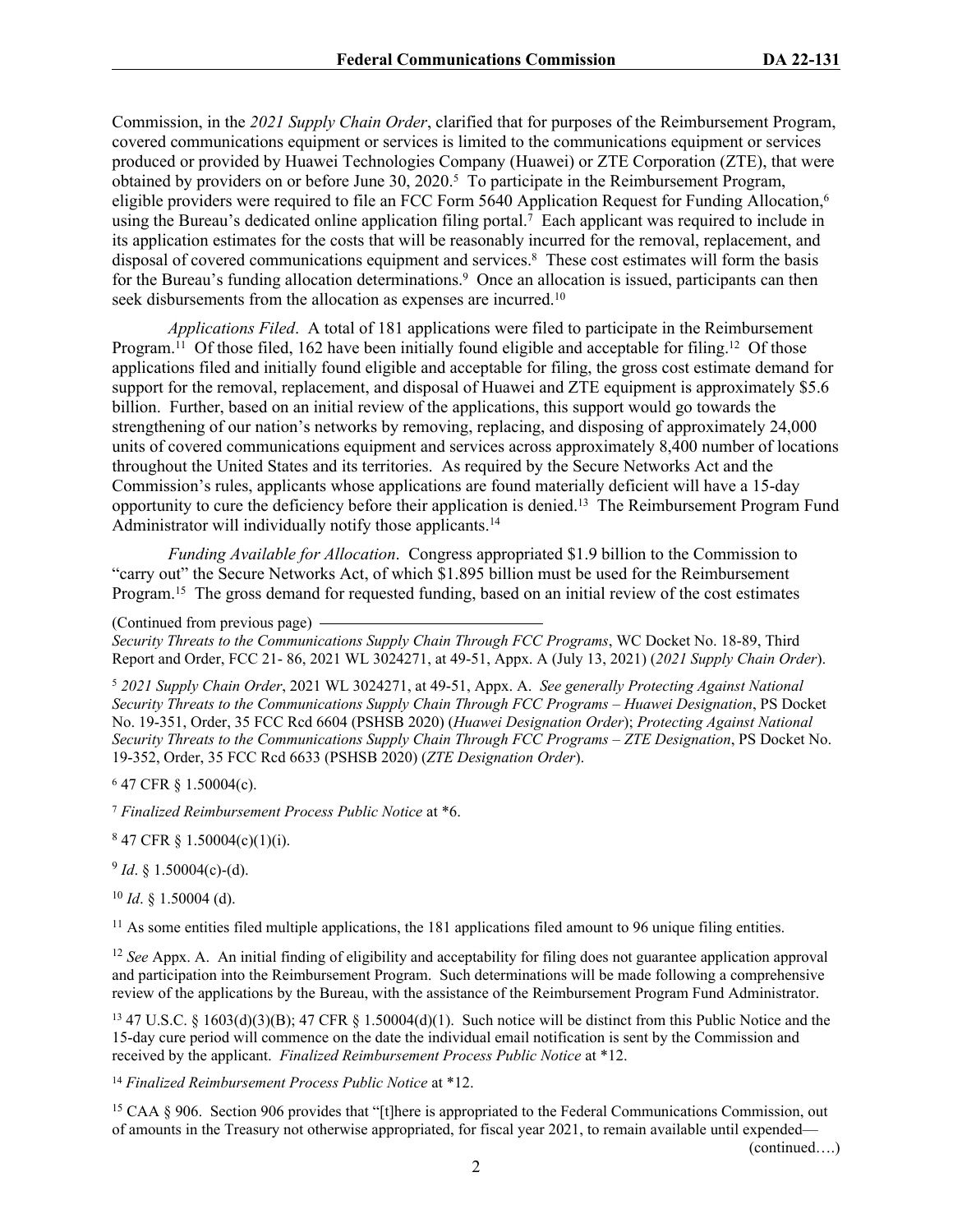Commission, in the *2021 Supply Chain Order*, clarified that for purposes of the Reimbursement Program, covered communications equipment or services is limited to the communications equipment or services produced or provided by Huawei Technologies Company (Huawei) or ZTE Corporation (ZTE), that were obtained by providers on or before June 30, 2020.[5] To participate in the Reimbursement Program, eligible providers were required to file an FCC Form 5640 Application Request for Funding Allocation,[6] using the Bureau's dedicated online application filing portal.[7] Each applicant was required to include in its application estimates for the costs that will be reasonably incurred for the removal, replacement, and disposal of covered communications equipment and services.[8] These cost estimates will form the basis for the Bureau's funding allocation determinations.[9] Once an allocation is issued, participants can then seek disbursements from the allocation as expenses are incurred.[10]

*Applications Filed*. A total of 181 applications were filed to participate in the Reimbursement Program.[11] Of those filed, 162 have been initially found eligible and acceptable for filing.[12] Of those applications filed and initially found eligible and acceptable for filing, the gross cost estimate demand for support for the removal, replacement, and disposal of Huawei and ZTE equipment is approximately $5.6 billion. Further, based on an initial review of the applications, this support would go towards the strengthening of our nation's networks by removing, replacing, and disposing of approximately 24,000 units of covered communications equipment and services across approximately 8,400 number of locations throughout the United States and its territories. As required by the Secure Networks Act and the Commission's rules, applicants whose applications are found materially deficient will have a 15-day opportunity to cure the deficiency before their application is denied.[13] The Reimbursement Program Fund Administrator will individually notify those applicants.[14]

*Funding Available for Allocation*. Congress appropriated $1.9 billion to the Commission to "carry out" the Secure Networks Act, of which $1.895 billion must be used for the Reimbursement Program.[15] The gross demand for requested funding, based on an initial review of the cost estimates

(Continued from previous page) *Security Threats to the Communications Supply Chain Through FCC Programs*, WC Docket No. 18-89, Third Report and Order, FCC 21- 86, 2021 WL 3024271, at 49-51, Appx. A (July 13, 2021) (*2021 Supply Chain Order*).

[5] *2021 Supply Chain Order*, 2021 WL 3024271, at 49-51, Appx. A. *See generally Protecting Against National Security Threats to the Communications Supply Chain Through FCC Programs – Huawei Designation*, PS Docket No. 19-351, Order, 35 FCC Rcd 6604 (PSHSB 2020) (*Huawei Designation Order*); *Protecting Against National Security Threats to the Communications Supply Chain Through FCC Programs – ZTE Designation*, PS Docket No. 19-352, Order, 35 FCC Rcd 6633 (PSHSB 2020) (*ZTE Designation Order*).

[6] 47 CFR § 1.50004(c).

[7] *Finalized Reimbursement Process Public Notice* at \*6.

[8] 47 CFR § 1.50004(c)(1)(i).

[9] *Id*. § 1.50004(c)-(d).

[10] *Id*. § 1.50004 (d).

[11] As some entities filed multiple applications, the 181 applications filed amount to 96 unique filing entities.

[12] *See* Appx. A. An initial finding of eligibility and acceptability for filing does not guarantee application approval and participation into the Reimbursement Program. Such determinations will be made following a comprehensive review of the applications by the Bureau, with the assistance of the Reimbursement Program Fund Administrator.

[13] 47 U.S.C. § 1603(d)(3)(B); 47 CFR § 1.50004(d)(1). Such notice will be distinct from this Public Notice and the 15-day cure period will commence on the date the individual email notification is sent by the Commission and received by the applicant. *Finalized Reimbursement Process Public Notice* at \*12.

[14] *Finalized Reimbursement Process Public Notice* at \*12.

[15] CAA § 906. Section 906 provides that "[t]here is appropriated to the Federal Communications Commission, out of amounts in the Treasury not otherwise appropriated, for fiscal year 2021, to remain available until expended—

(continued….)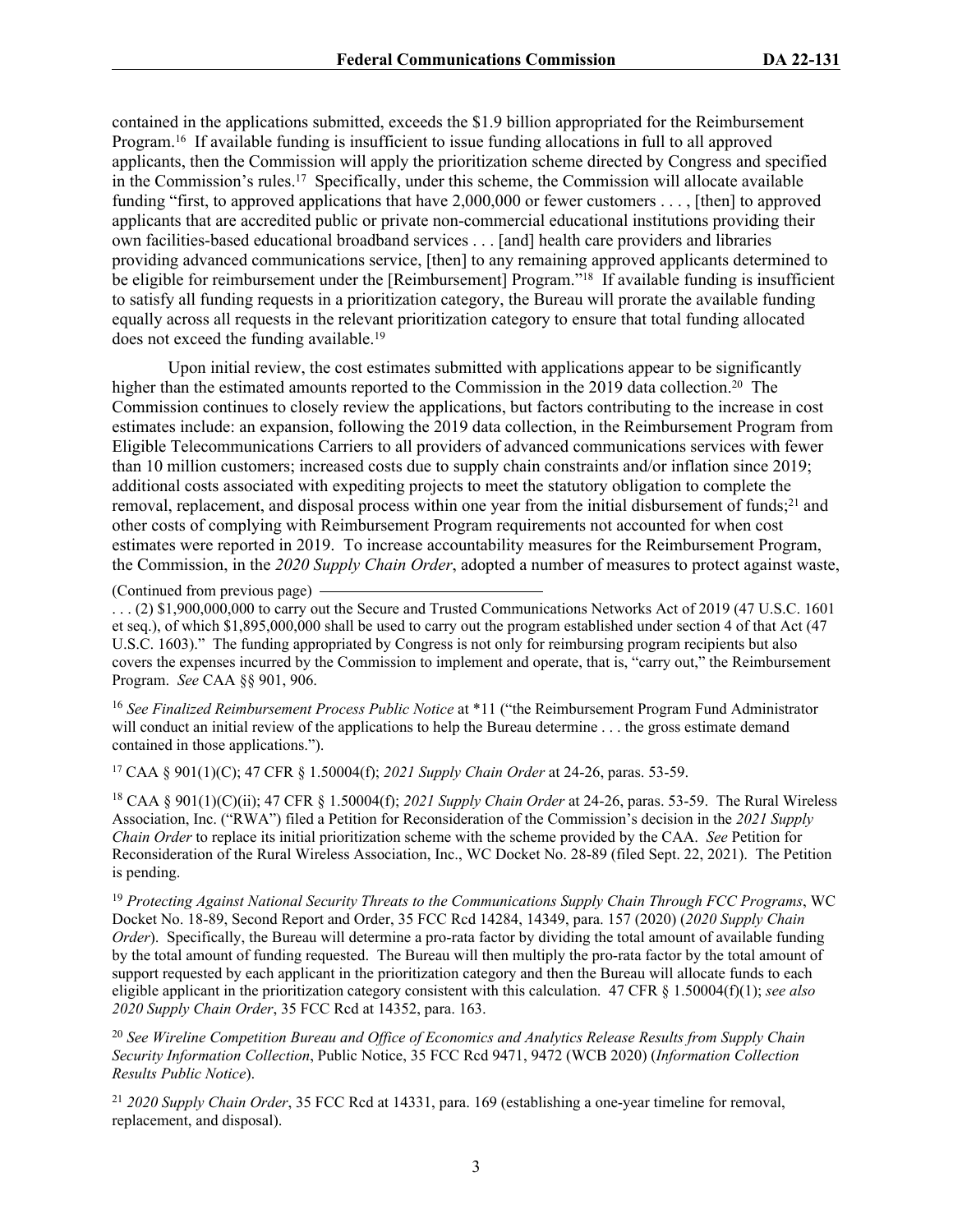contained in the applications submitted, exceeds the $1.9 billion appropriated for the Reimbursement Program.[16] If available funding is insufficient to issue funding allocations in full to all approved applicants, then the Commission will apply the prioritization scheme directed by Congress and specified in the Commission's rules.[17] Specifically, under this scheme, the Commission will allocate available funding "first, to approved applications that have 2,000,000 or fewer customers . . . , [then] to approved applicants that are accredited public or private non-commercial educational institutions providing their own facilities-based educational broadband services . . . [and] health care providers and libraries providing advanced communications service, [then] to any remaining approved applicants determined to be eligible for reimbursement under the [Reimbursement] Program."[18] If available funding is insufficient to satisfy all funding requests in a prioritization category, the Bureau will prorate the available funding equally across all requests in the relevant prioritization category to ensure that total funding allocated does not exceed the funding available.[19]

Upon initial review, the cost estimates submitted with applications appear to be significantly higher than the estimated amounts reported to the Commission in the 2019 data collection.[20] The Commission continues to closely review the applications, but factors contributing to the increase in cost estimates include: an expansion, following the 2019 data collection, in the Reimbursement Program from Eligible Telecommunications Carriers to all providers of advanced communications services with fewer than 10 million customers; increased costs due to supply chain constraints and/or inflation since 2019; additional costs associated with expediting projects to meet the statutory obligation to complete the removal, replacement, and disposal process within one year from the initial disbursement of funds;[21] and other costs of complying with Reimbursement Program requirements not accounted for when cost estimates were reported in 2019. To increase accountability measures for the Reimbursement Program, the Commission, in the *2020 Supply Chain Order*, adopted a number of measures to protect against waste,

---

(Continued from previous page)

. . . (2) $1,900,000,000 to carry out the Secure and Trusted Communications Networks Act of 2019 (47 U.S.C. 1601 et seq.), of which $1,895,000,000 shall be used to carry out the program established under section 4 of that Act (47 U.S.C. 1603)." The funding appropriated by Congress is not only for reimbursing program recipients but also covers the expenses incurred by the Commission to implement and operate, that is, "carry out," the Reimbursement Program. *See* CAA §§ 901, 906.

[16] *See Finalized Reimbursement Process Public Notice* at *11 ("the Reimbursement Program Fund Administrator will conduct an initial review of the applications to help the Bureau determine . . . the gross estimate demand contained in those applications.").

[17] CAA § 901(1)(C); 47 CFR § 1.50004(f); *2021 Supply Chain Order* at 24-26, paras. 53-59.

[18] CAA § 901(1)(C)(ii); 47 CFR § 1.50004(f); *2021 Supply Chain Order* at 24-26, paras. 53-59. The Rural Wireless Association, Inc. ("RWA") filed a Petition for Reconsideration of the Commission's decision in the *2021 Supply Chain Order* to replace its initial prioritization scheme with the scheme provided by the CAA. *See* Petition for Reconsideration of the Rural Wireless Association, Inc., WC Docket No. 28-89 (filed Sept. 22, 2021). The Petition is pending.

[19] *Protecting Against National Security Threats to the Communications Supply Chain Through FCC Programs*, WC Docket No. 18-89, Second Report and Order, 35 FCC Rcd 14284, 14349, para. 157 (2020) (*2020 Supply Chain Order*). Specifically, the Bureau will determine a pro-rata factor by dividing the total amount of available funding by the total amount of funding requested. The Bureau will then multiply the pro-rata factor by the total amount of support requested by each applicant in the prioritization category and then the Bureau will allocate funds to each eligible applicant in the prioritization category consistent with this calculation. 47 CFR § 1.50004(f)(1); *see also 2020 Supply Chain Order*, 35 FCC Rcd at 14352, para. 163.

[20] *See Wireline Competition Bureau and Office of Economics and Analytics Release Results from Supply Chain Security Information Collection*, Public Notice, 35 FCC Rcd 9471, 9472 (WCB 2020) (*Information Collection Results Public Notice*).

[21] *2020 Supply Chain Order*, 35 FCC Rcd at 14331, para. 169 (establishing a one-year timeline for removal, replacement, and disposal).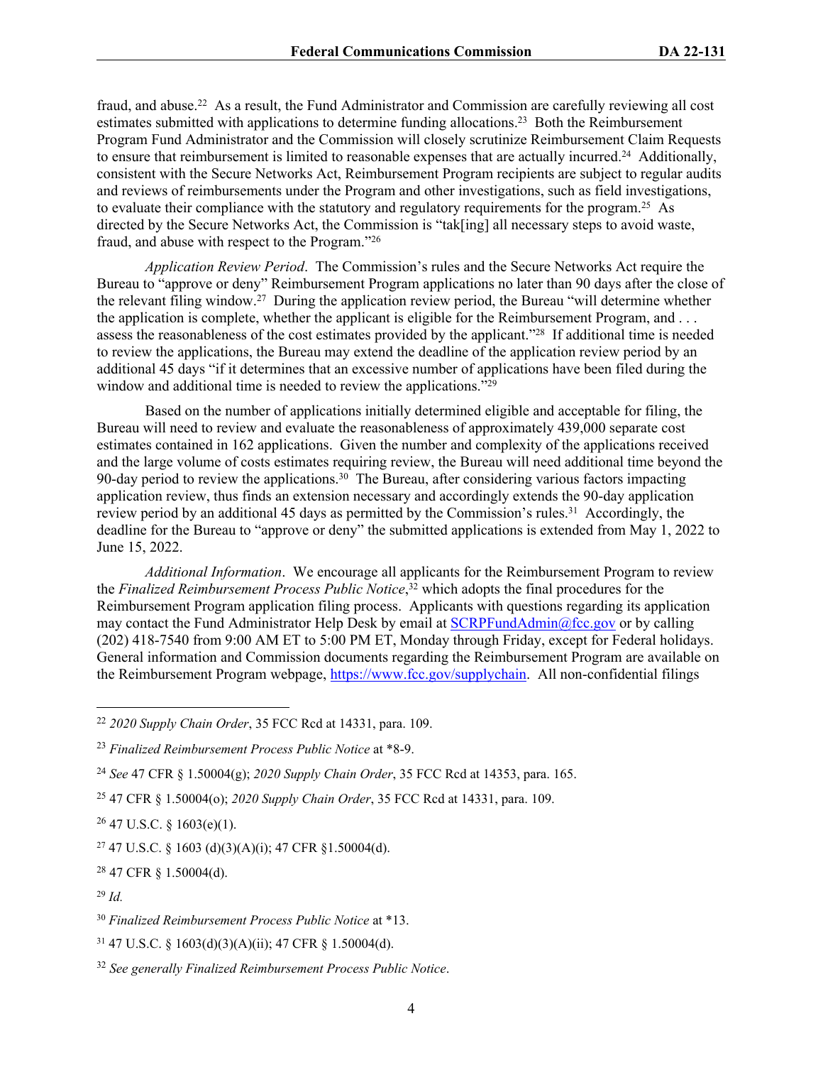fraud, and abuse.[22] As a result, the Fund Administrator and Commission are carefully reviewing all cost estimates submitted with applications to determine funding allocations.[23] Both the Reimbursement Program Fund Administrator and the Commission will closely scrutinize Reimbursement Claim Requests to ensure that reimbursement is limited to reasonable expenses that are actually incurred.[24] Additionally, consistent with the Secure Networks Act, Reimbursement Program recipients are subject to regular audits and reviews of reimbursements under the Program and other investigations, such as field investigations, to evaluate their compliance with the statutory and regulatory requirements for the program.[25] As directed by the Secure Networks Act, the Commission is "tak[ing] all necessary steps to avoid waste, fraud, and abuse with respect to the Program."[26]

*Application Review Period*. The Commission's rules and the Secure Networks Act require the Bureau to "approve or deny" Reimbursement Program applications no later than 90 days after the close of the relevant filing window.[27] During the application review period, the Bureau "will determine whether the application is complete, whether the applicant is eligible for the Reimbursement Program, and . . . assess the reasonableness of the cost estimates provided by the applicant."[28] If additional time is needed to review the applications, the Bureau may extend the deadline of the application review period by an additional 45 days "if it determines that an excessive number of applications have been filed during the window and additional time is needed to review the applications."[29]

Based on the number of applications initially determined eligible and acceptable for filing, the Bureau will need to review and evaluate the reasonableness of approximately 439,000 separate cost estimates contained in 162 applications. Given the number and complexity of the applications received and the large volume of costs estimates requiring review, the Bureau will need additional time beyond the 90-day period to review the applications.[30] The Bureau, after considering various factors impacting application review, thus finds an extension necessary and accordingly extends the 90-day application review period by an additional 45 days as permitted by the Commission's rules.[31] Accordingly, the deadline for the Bureau to "approve or deny" the submitted applications is extended from May 1, 2022 to June 15, 2022.

*Additional Information*. We encourage all applicants for the Reimbursement Program to review the *Finalized Reimbursement Process Public Notice*,[32] which adopts the final procedures for the Reimbursement Program application filing process. Applicants with questions regarding its application may contact the Fund Administrator Help Desk by email at SCRPFundAdmin@fcc.gov or by calling (202) 418-7540 from 9:00 AM ET to 5:00 PM ET, Monday through Friday, except for Federal holidays. General information and Commission documents regarding the Reimbursement Program are available on the Reimbursement Program webpage, https://www.fcc.gov/supplychain. All non-confidential filings

---

[22] *2020 Supply Chain Order*, 35 FCC Rcd at 14331, para. 109.

[23] *Finalized Reimbursement Process Public Notice* at *8-9.

[24] *See* 47 CFR § 1.50004(g); *2020 Supply Chain Order*, 35 FCC Rcd at 14353, para. 165.

[25] 47 CFR § 1.50004(o); *2020 Supply Chain Order*, 35 FCC Rcd at 14331, para. 109.

[26] 47 U.S.C. § 1603(e)(1).

[27] 47 U.S.C. § 1603 (d)(3)(A)(i); 47 CFR §1.50004(d).

[28] 47 CFR § 1.50004(d).

[29] *Id.*

[30] *Finalized Reimbursement Process Public Notice* at *13.

[31] 47 U.S.C. § 1603(d)(3)(A)(ii); 47 CFR § 1.50004(d).

[32] *See generally Finalized Reimbursement Process Public Notice*.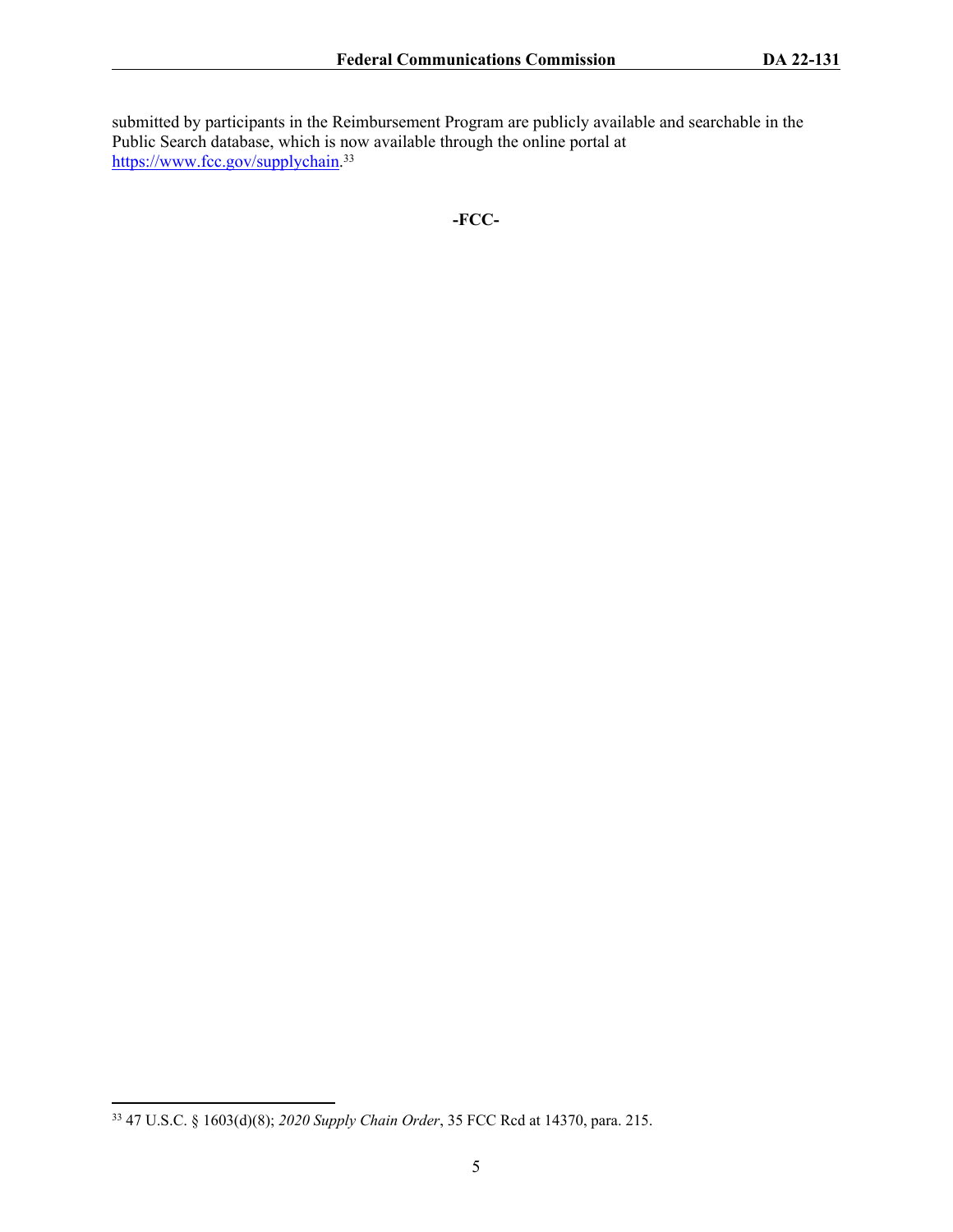submitted by participants in the Reimbursement Program are publicly available and searchable in the Public Search database, which is now available through the online portal at https://www.fcc.gov/supplychain.[33]

**-FCC-**

---

[33] 47 U.S.C. § 1603(d)(8); *2020 Supply Chain Order*, 35 FCC Rcd at 14370, para. 215.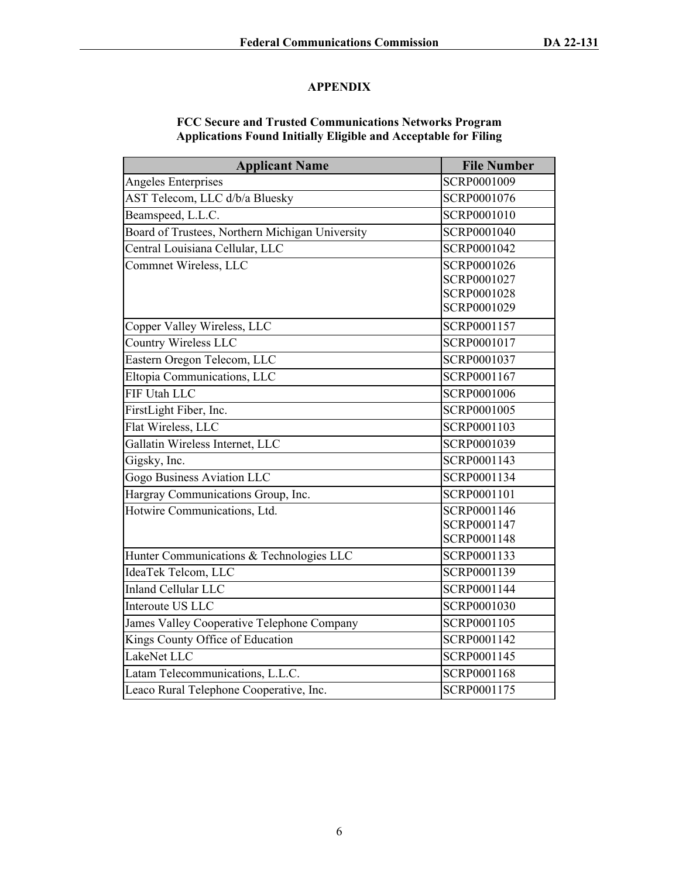# APPENDIX

## FCC Secure and Trusted Communications Networks Program Applications Found Initially Eligible and Acceptable for Filing

| Applicant Name | File Number |
|---|---|
| Angeles Enterprises | SCRP0001009 |
| AST Telecom, LLC d/b/a Bluesky | SCRP0001076 |
| Beamspeed, L.L.C. | SCRP0001010 |
| Board of Trustees, Northern Michigan University | SCRP0001040 |
| Central Louisiana Cellular, LLC | SCRP0001042 |
| Commnet Wireless, LLC | SCRP0001026<br>SCRP0001027<br>SCRP0001028<br>SCRP0001029 |
| Copper Valley Wireless, LLC | SCRP0001157 |
| Country Wireless LLC | SCRP0001017 |
| Eastern Oregon Telecom, LLC | SCRP0001037 |
| Eltopia Communications, LLC | SCRP0001167 |
| FIF Utah LLC | SCRP0001006 |
| FirstLight Fiber, Inc. | SCRP0001005 |
| Flat Wireless, LLC | SCRP0001103 |
| Gallatin Wireless Internet, LLC | SCRP0001039 |
| Gigsky, Inc. | SCRP0001143 |
| Gogo Business Aviation LLC | SCRP0001134 |
| Hargray Communications Group, Inc. | SCRP0001101 |
| Hotwire Communications, Ltd. | SCRP0001146<br>SCRP0001147<br>SCRP0001148 |
| Hunter Communications & Technologies LLC | SCRP0001133 |
| IdeaTek Telcom, LLC | SCRP0001139 |
| Inland Cellular LLC | SCRP0001144 |
| Interoute US LLC | SCRP0001030 |
| James Valley Cooperative Telephone Company | SCRP0001105 |
| Kings County Office of Education | SCRP0001142 |
| LakeNet LLC | SCRP0001145 |
| Latam Telecommunications, L.L.C. | SCRP0001168 |
| Leaco Rural Telephone Cooperative, Inc. | SCRP0001175 |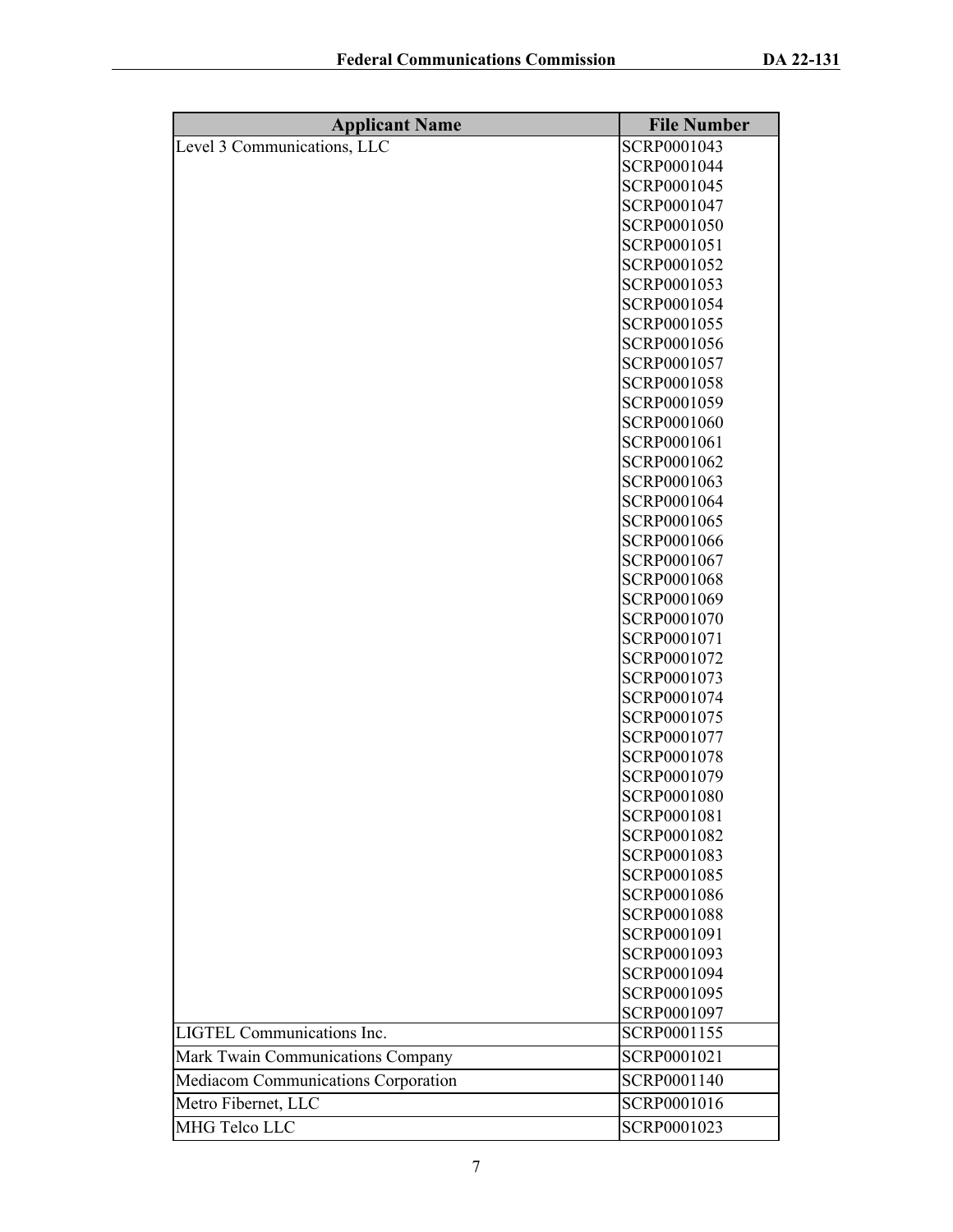| Applicant Name | File Number |
| --- | --- |
| Level 3 Communications, LLC | SCRP0001043 |
| | SCRP0001044 |
| | SCRP0001045 |
| | SCRP0001047 |
| | SCRP0001050 |
| | SCRP0001051 |
| | SCRP0001052 |
| | SCRP0001053 |
| | SCRP0001054 |
| | SCRP0001055 |
| | SCRP0001056 |
| | SCRP0001057 |
| | SCRP0001058 |
| | SCRP0001059 |
| | SCRP0001060 |
| | SCRP0001061 |
| | SCRP0001062 |
| | SCRP0001063 |
| | SCRP0001064 |
| | SCRP0001065 |
| | SCRP0001066 |
| | SCRP0001067 |
| | SCRP0001068 |
| | SCRP0001069 |
| | SCRP0001070 |
| | SCRP0001071 |
| | SCRP0001072 |
| | SCRP0001073 |
| | SCRP0001074 |
| | SCRP0001075 |
| | SCRP0001077 |
| | SCRP0001078 |
| | SCRP0001079 |
| | SCRP0001080 |
| | SCRP0001081 |
| | SCRP0001082 |
| | SCRP0001083 |
| | SCRP0001085 |
| | SCRP0001086 |
| | SCRP0001088 |
| | SCRP0001091 |
| | SCRP0001093 |
| | SCRP0001094 |
| | SCRP0001095 |
| | SCRP0001097 |
| LIGTEL Communications Inc. | SCRP0001155 |
| Mark Twain Communications Company | SCRP0001021 |
| Mediacom Communications Corporation | SCRP0001140 |
| Metro Fibernet, LLC | SCRP0001016 |
| MHG Telco LLC | SCRP0001023 |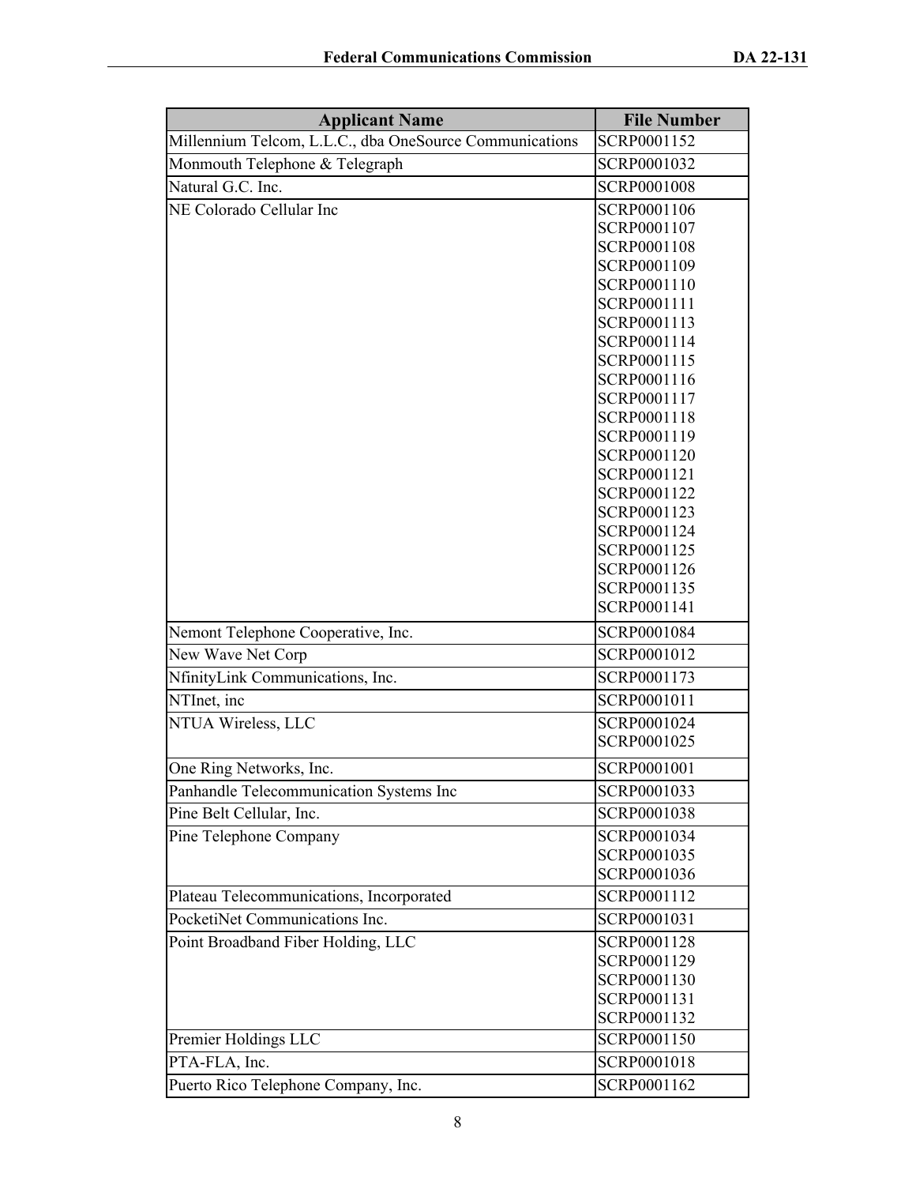| Applicant Name | File Number |
| --- | --- |
| Millennium Telcom, L.L.C., dba OneSource Communications | SCRP0001152 |
| Monmouth Telephone & Telegraph | SCRP0001032 |
| Natural G.C. Inc. | SCRP0001008 |
| NE Colorado Cellular Inc | SCRP0001106<br>SCRP0001107<br>SCRP0001108<br>SCRP0001109<br>SCRP0001110<br>SCRP0001111<br>SCRP0001113<br>SCRP0001114<br>SCRP0001115<br>SCRP0001116<br>SCRP0001117<br>SCRP0001118<br>SCRP0001119<br>SCRP0001120<br>SCRP0001121<br>SCRP0001122<br>SCRP0001123<br>SCRP0001124<br>SCRP0001125<br>SCRP0001126<br>SCRP0001135<br>SCRP0001141 |
| Nemont Telephone Cooperative, Inc. | SCRP0001084 |
| New Wave Net Corp | SCRP0001012 |
| NfinityLink Communications, Inc. | SCRP0001173 |
| NTInet, inc | SCRP0001011 |
| NTUA Wireless, LLC | SCRP0001024<br>SCRP0001025 |
| One Ring Networks, Inc. | SCRP0001001 |
| Panhandle Telecommunication Systems Inc | SCRP0001033 |
| Pine Belt Cellular, Inc. | SCRP0001038 |
| Pine Telephone Company | SCRP0001034<br>SCRP0001035<br>SCRP0001036 |
| Plateau Telecommunications, Incorporated | SCRP0001112 |
| PocketiNet Communications Inc. | SCRP0001031 |
| Point Broadband Fiber Holding, LLC | SCRP0001128<br>SCRP0001129<br>SCRP0001130<br>SCRP0001131<br>SCRP0001132 |
| Premier Holdings LLC | SCRP0001150 |
| PTA-FLA, Inc. | SCRP0001018 |
| Puerto Rico Telephone Company, Inc. | SCRP0001162 |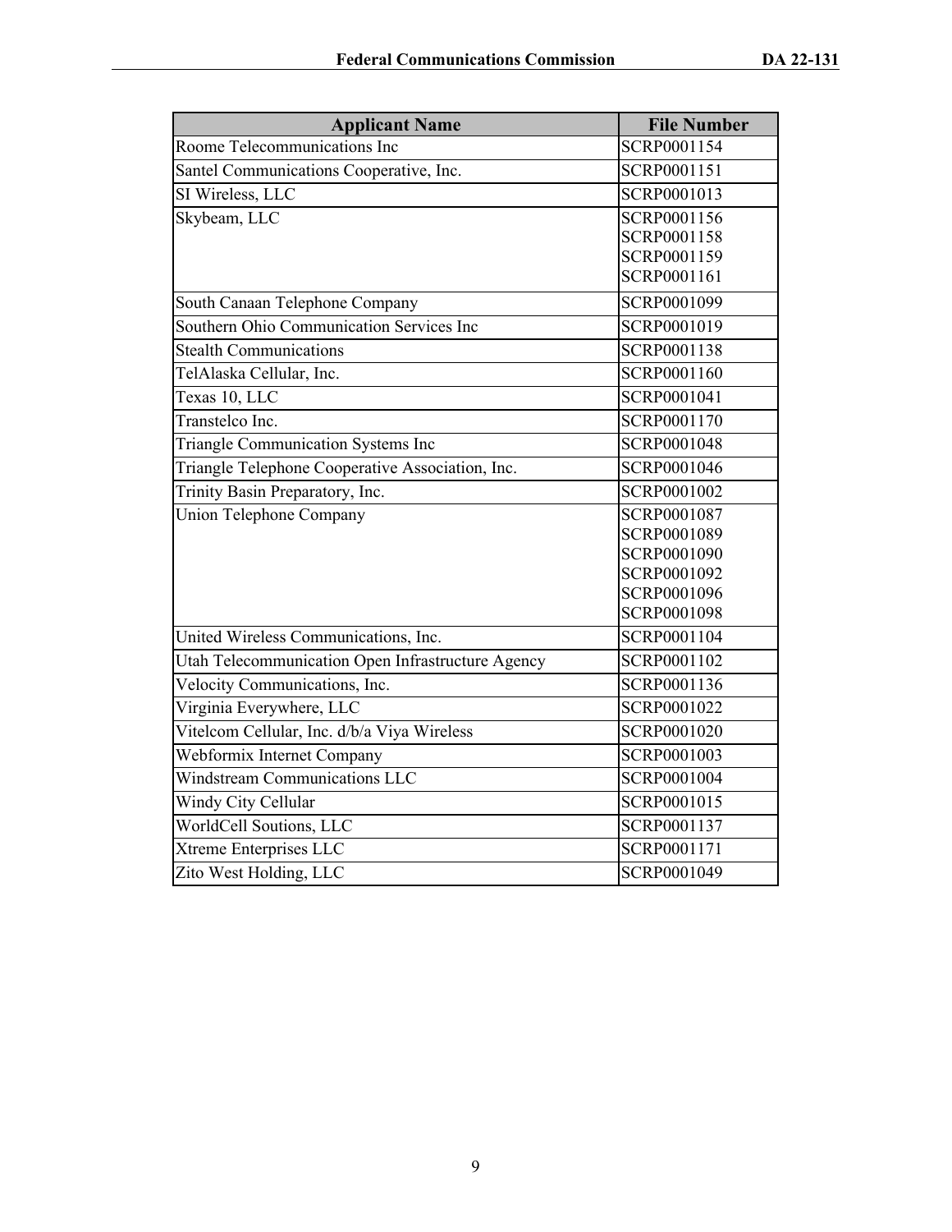| Applicant Name | File Number |
|---|---|
| Roome Telecommunications Inc | SCRP0001154 |
| Santel Communications Cooperative, Inc. | SCRP0001151 |
| SI Wireless, LLC | SCRP0001013 |
| Skybeam, LLC | SCRP0001156<br>SCRP0001158<br>SCRP0001159<br>SCRP0001161 |
| South Canaan Telephone Company | SCRP0001099 |
| Southern Ohio Communication Services Inc | SCRP0001019 |
| Stealth Communications | SCRP0001138 |
| TelAlaska Cellular, Inc. | SCRP0001160 |
| Texas 10, LLC | SCRP0001041 |
| Transtelco Inc. | SCRP0001170 |
| Triangle Communication Systems Inc | SCRP0001048 |
| Triangle Telephone Cooperative Association, Inc. | SCRP0001046 |
| Trinity Basin Preparatory, Inc. | SCRP0001002 |
| Union Telephone Company | SCRP0001087<br>SCRP0001089<br>SCRP0001090<br>SCRP0001092<br>SCRP0001096<br>SCRP0001098 |
| United Wireless Communications, Inc. | SCRP0001104 |
| Utah Telecommunication Open Infrastructure Agency | SCRP0001102 |
| Velocity Communications, Inc. | SCRP0001136 |
| Virginia Everywhere, LLC | SCRP0001022 |
| Vitelcom Cellular, Inc. d/b/a Viya Wireless | SCRP0001020 |
| Webformix Internet Company | SCRP0001003 |
| Windstream Communications LLC | SCRP0001004 |
| Windy City Cellular | SCRP0001015 |
| WorldCell Soutions, LLC | SCRP0001137 |
| Xtreme Enterprises LLC | SCRP0001171 |
| Zito West Holding, LLC | SCRP0001049 |